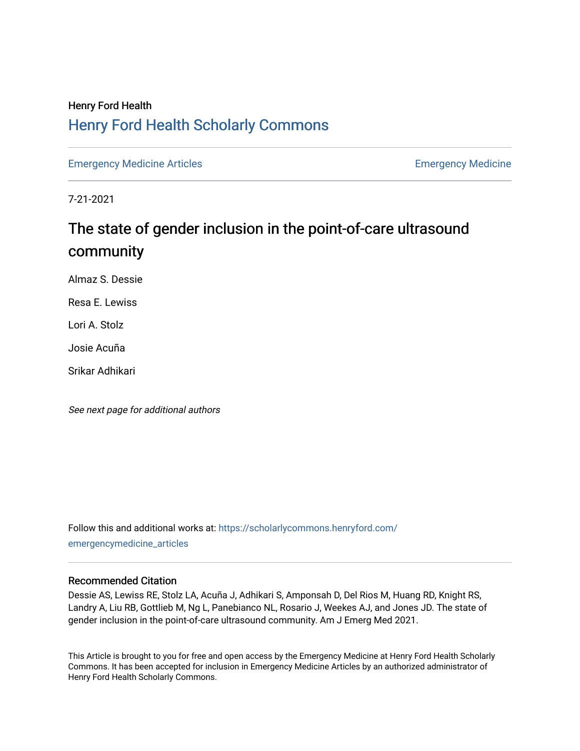Henry Ford Health

# Henry Ford Health Scholarly Commons

Emergency Medicine Articles | Emergency Medicine

7-21-2021

# The state of gender inclusion in the point-of-care ultrasound community

Almaz S. Dessie

Resa E. Lewiss

Lori A. Stolz

Josie Acuña

Srikar Adhikari

*See next page for additional authors*

Follow this and additional works at: https://scholarlycommons.henryford.com/emergencymedicine_articles

## Recommended Citation

Dessie AS, Lewiss RE, Stolz LA, Acuña J, Adhikari S, Amponsah D, Del Rios M, Huang RD, Knight RS, Landry A, Liu RB, Gottlieb M, Ng L, Panebianco NL, Rosario J, Weekes AJ, and Jones JD. The state of gender inclusion in the point-of-care ultrasound community. Am J Emerg Med 2021.

This Article is brought to you for free and open access by the Emergency Medicine at Henry Ford Health Scholarly Commons. It has been accepted for inclusion in Emergency Medicine Articles by an authorized administrator of Henry Ford Health Scholarly Commons.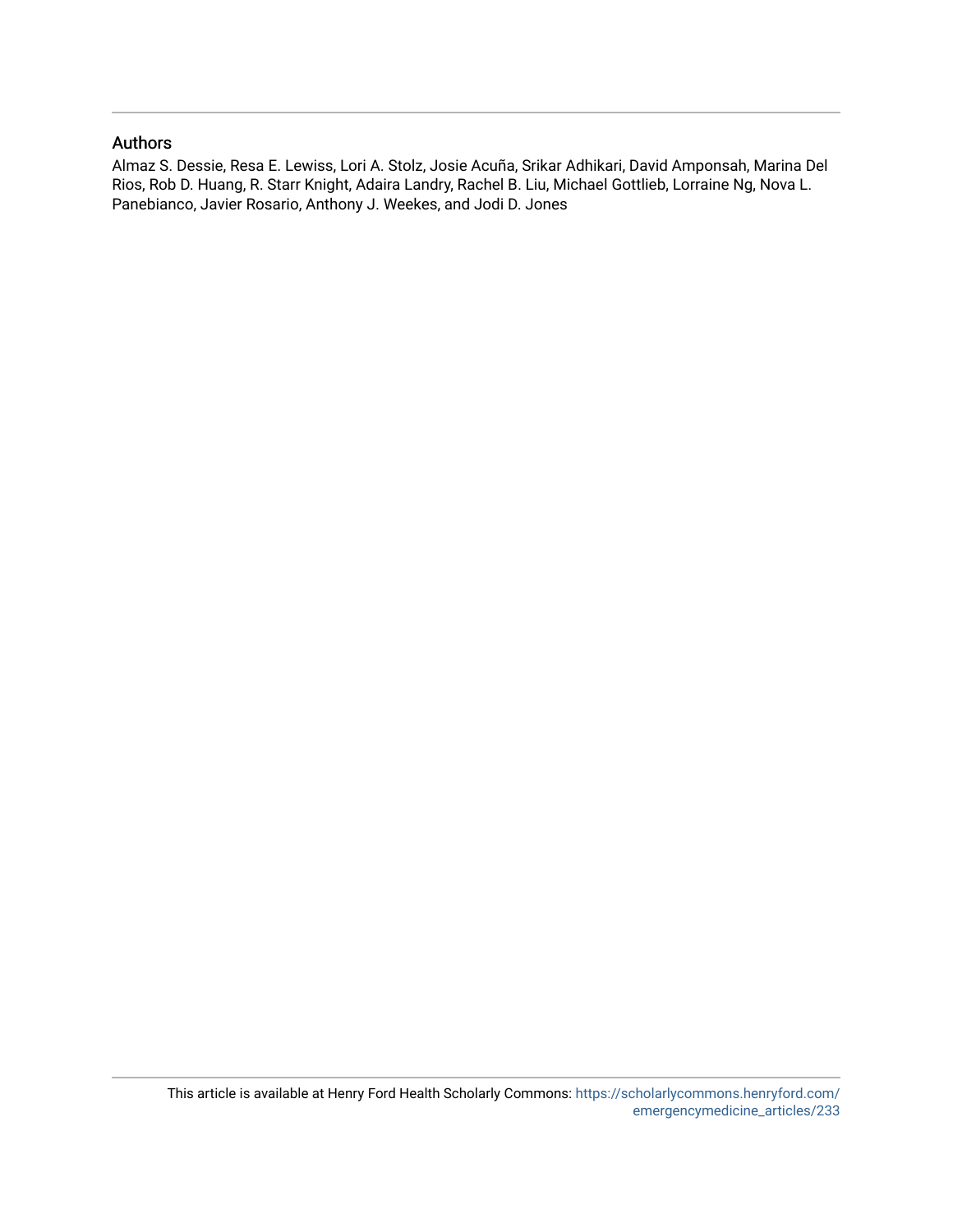## Authors

Almaz S. Dessie, Resa E. Lewiss, Lori A. Stolz, Josie Acuña, Srikar Adhikari, David Amponsah, Marina Del Rios, Rob D. Huang, R. Starr Knight, Adaira Landry, Rachel B. Liu, Michael Gottlieb, Lorraine Ng, Nova L. Panebianco, Javier Rosario, Anthony J. Weekes, and Jodi D. Jones

This article is available at Henry Ford Health Scholarly Commons: https://scholarlycommons.henryford.com/emergencymedicine_articles/233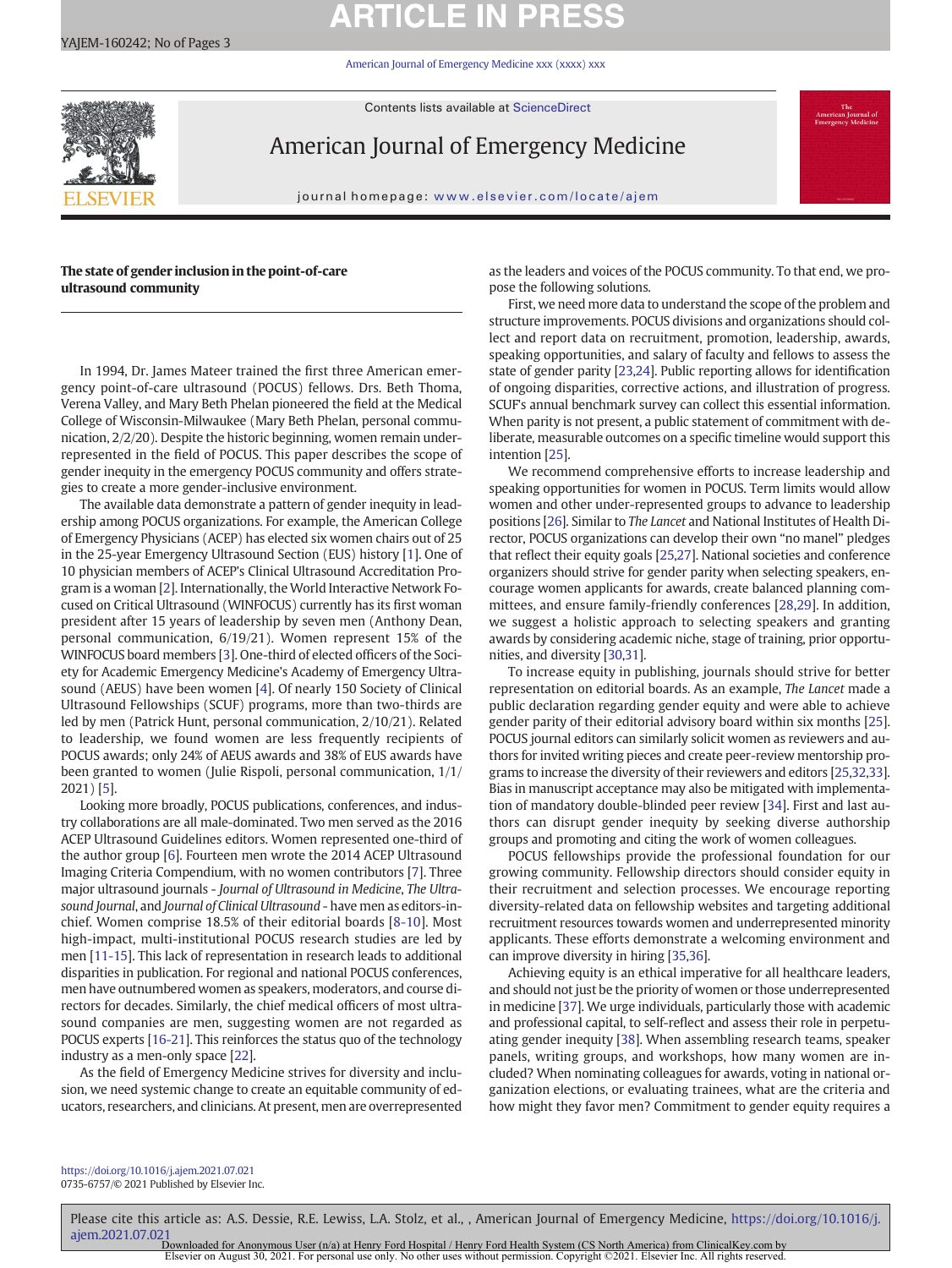## The state of gender inclusion in the point-of-care ultrasound community

In 1994, Dr. James Mateer trained the first three American emergency point-of-care ultrasound (POCUS) fellows. Drs. Beth Thoma, Verena Valley, and Mary Beth Phelan pioneered the field at the Medical College of Wisconsin-Milwaukee (Mary Beth Phelan, personal communication, 2/2/20). Despite the historic beginning, women remain underrepresented in the field of POCUS. This paper describes the scope of gender inequity in the emergency POCUS community and offers strategies to create a more gender-inclusive environment.

The available data demonstrate a pattern of gender inequity in leadership among POCUS organizations. For example, the American College of Emergency Physicians (ACEP) has elected six women chairs out of 25 in the 25-year Emergency Ultrasound Section (EUS) history [1]. One of 10 physician members of ACEP's Clinical Ultrasound Accreditation Program is a woman [2]. Internationally, the World Interactive Network Focused on Critical Ultrasound (WINFOCUS) currently has its first woman president after 15 years of leadership by seven men (Anthony Dean, personal communication, 6/19/21). Women represent 15% of the WINFOCUS board members [3]. One-third of elected officers of the Society for Academic Emergency Medicine's Academy of Emergency Ultrasound (AEUS) have been women [4]. Of nearly 150 Society of Clinical Ultrasound Fellowships (SCUF) programs, more than two-thirds are led by men (Patrick Hunt, personal communication, 2/10/21). Related to leadership, we found women are less frequently recipients of POCUS awards; only 24% of AEUS awards and 38% of EUS awards have been granted to women (Julie Rispoli, personal communication, 1/1/2021) [5].

Looking more broadly, POCUS publications, conferences, and industry collaborations are all male-dominated. Two men served as the 2016 ACEP Ultrasound Guidelines editors. Women represented one-third of the author group [6]. Fourteen men wrote the 2014 ACEP Ultrasound Imaging Criteria Compendium, with no women contributors [7]. Three major ultrasound journals - *Journal of Ultrasound in Medicine*, *The Ultrasound Journal*, and *Journal of Clinical Ultrasound* - have men as editors-in-chief. Women comprise 18.5% of their editorial boards [8-10]. Most high-impact, multi-institutional POCUS research studies are led by men [11-15]. This lack of representation in research leads to additional disparities in publication. For regional and national POCUS conferences, men have outnumbered women as speakers, moderators, and course directors for decades. Similarly, the chief medical officers of most ultrasound companies are men, suggesting women are not regarded as POCUS experts [16-21]. This reinforces the status quo of the technology industry as a men-only space [22].

As the field of Emergency Medicine strives for diversity and inclusion, we need systemic change to create an equitable community of educators, researchers, and clinicians. At present, men are overrepresented as the leaders and voices of the POCUS community. To that end, we propose the following solutions.

First, we need more data to understand the scope of the problem and structure improvements. POCUS divisions and organizations should collect and report data on recruitment, promotion, leadership, awards, speaking opportunities, and salary of faculty and fellows to assess the state of gender parity [23,24]. Public reporting allows for identification of ongoing disparities, corrective actions, and illustration of progress. SCUF's annual benchmark survey can collect this essential information. When parity is not present, a public statement of commitment with deliberate, measurable outcomes on a specific timeline would support this intention [25].

We recommend comprehensive efforts to increase leadership and speaking opportunities for women in POCUS. Term limits would allow women and other under-represented groups to advance to leadership positions [26]. Similar to *The Lancet* and National Institutes of Health Director, POCUS organizations can develop their own "no manel" pledges that reflect their equity goals [25,27]. National societies and conference organizers should strive for gender parity when selecting speakers, encourage women applicants for awards, create balanced planning committees, and ensure family-friendly conferences [28,29]. In addition, we suggest a holistic approach to selecting speakers and granting awards by considering academic niche, stage of training, prior opportunities, and diversity [30,31].

To increase equity in publishing, journals should strive for better representation on editorial boards. As an example, *The Lancet* made a public declaration regarding gender equity and were able to achieve gender parity of their editorial advisory board within six months [25]. POCUS journal editors can similarly solicit women as reviewers and authors for invited writing pieces and create peer-review mentorship programs to increase the diversity of their reviewers and editors [25,32,33]. Bias in manuscript acceptance may also be mitigated with implementation of mandatory double-blinded peer review [34]. First and last authors can disrupt gender inequity by seeking diverse authorship groups and promoting and citing the work of women colleagues.

POCUS fellowships provide the professional foundation for our growing community. Fellowship directors should consider equity in their recruitment and selection processes. We encourage reporting diversity-related data on fellowship websites and targeting additional recruitment resources towards women and underrepresented minority applicants. These efforts demonstrate a welcoming environment and can improve diversity in hiring [35,36].

Achieving equity is an ethical imperative for all healthcare leaders, and should not just be the priority of women or those underrepresented in medicine [37]. We urge individuals, particularly those with academic and professional capital, to self-reflect and assess their role in perpetuating gender inequity [38]. When assembling research teams, speaker panels, writing groups, and workshops, how many women are included? When nominating colleagues for awards, voting in national organization elections, or evaluating trainees, what are the criteria and how might they favor men? Commitment to gender equity requires a

https://doi.org/10.1016/j.ajem.2021.07.021
0735-6757/© 2021 Published by Elsevier Inc.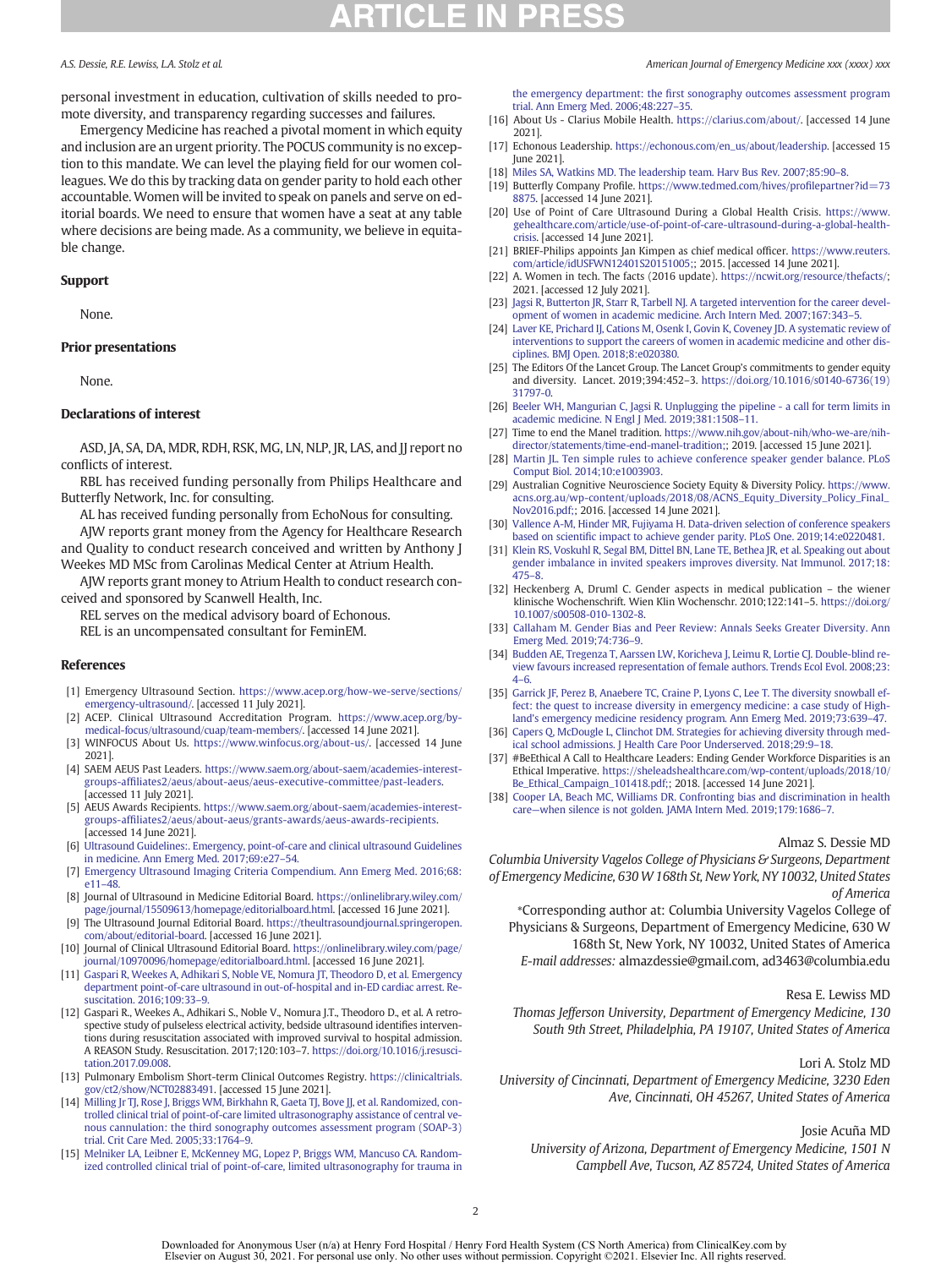personal investment in education, cultivation of skills needed to promote diversity, and transparency regarding successes and failures.

Emergency Medicine has reached a pivotal moment in which equity and inclusion are an urgent priority. The POCUS community is no exception to this mandate. We can level the playing field for our women colleagues. We do this by tracking data on gender parity to hold each other accountable. Women will be invited to speak on panels and serve on editorial boards. We need to ensure that women have a seat at any table where decisions are being made. As a community, we believe in equitable change.

### Support

None.

### Prior presentations

None.

### Declarations of interest

ASD, JA, SA, DA, MDR, RDH, RSK, MG, LN, NLP, JR, LAS, and JJ report no conflicts of interest.

RBL has received funding personally from Philips Healthcare and Butterfly Network, Inc. for consulting.

AL has received funding personally from EchoNous for consulting.

AJW reports grant money from the Agency for Healthcare Research and Quality to conduct research conceived and written by Anthony J Weekes MD MSc from Carolinas Medical Center at Atrium Health.

AJW reports grant money to Atrium Health to conduct research conceived and sponsored by Scanwell Health, Inc.

REL serves on the medical advisory board of Echonous.

REL is an uncompensated consultant for FeminEM.

### References

[1] Emergency Ultrasound Section. https://www.acep.org/how-we-serve/sections/emergency-ultrasound/. [accessed 11 July 2021].

[2] ACEP. Clinical Ultrasound Accreditation Program. https://www.acep.org/by-medical-focus/ultrasound/cuap/team-members/. [accessed 14 June 2021].

[3] WINFOCUS About Us. https://www.winfocus.org/about-us/. [accessed 14 June 2021].

[4] SAEM AEUS Past Leaders. https://www.saem.org/about-saem/academies-interest-groups-affiliates2/aeus/about-aeus/aeus-executive-committee/past-leaders. [accessed 11 July 2021].

[5] AEUS Awards Recipients. https://www.saem.org/about-saem/academies-interest-groups-affiliates2/aeus/grants-awards/aeus-awards-recipients. [accessed 14 June 2021].

[6] Ultrasound Guidelines:. Emergency, point-of-care and clinical ultrasound Guidelines in medicine. Ann Emerg Med. 2017;69:e27–54.

[7] Emergency Ultrasound Imaging Criteria Compendium. Ann Emerg Med. 2016;68: e11–48.

[8] Journal of Ultrasound in Medicine Editorial Board. https://onlinelibrary.wiley.com/page/journal/15509613/homepage/editorialboard.html. [accessed 16 June 2021].

[9] The Ultrasound Journal Editorial Board. https://theultrasoundjournal.springeropen.com/about/editorial-board. [accessed 16 June 2021].

[10] Journal of Clinical Ultrasound Editorial Board. https://onlinelibrary.wiley.com/page/journal/10970096/homepage/editorialboard.html. [accessed 16 June 2021].

[11] Gaspari R, Weekes A, Adhikari S, Noble VE, Nomura JT, Theodoro D, et al. Emergency department point-of-care ultrasound in out-of-hospital and in-ED cardiac arrest. Resuscitation. 2016;109:33–9.

[12] Gaspari R., Weekes A., Adhikari S., Noble V., Nomura J.T., Theodoro D., et al. A retrospective study of pulseless electrical activity, bedside ultrasound identifies interventions during resuscitation associated with improved survival to hospital admission. A REASON Study. Resuscitation. 2017;120:103–7. https://doi.org/10.1016/j.resuscitation.2017.09.008.

[13] Pulmonary Embolism Short-term Clinical Outcomes Registry. https://clinicaltrials.gov/ct2/show/NCT02883491. [accessed 15 June 2021].

[14] Milling Jr TJ, Rose J, Briggs WM, Birkhahn R, Gaeta TJ, Bove JJ, et al. Randomized, controlled clinical trial of point-of-care limited ultrasonography assistance of central venous cannulation: the third sonography outcomes assessment program (SOAP-3) trial. Crit Care Med. 2005;33:1764–9.

[15] Melniker LA, Leibner E, McKenney MG, Lopez P, Briggs WM, Mancuso CA. Randomized controlled clinical trial of point-of-care, limited ultrasonography for trauma in the emergency department: the first sonography outcomes assessment program trial. Ann Emerg Med. 2006;48:227–35.

[16] About Us - Clarius Mobile Health. https://clarius.com/about/. [accessed 14 June 2021].

[17] Echonous Leadership. https://echonous.com/en_us/about/leadership. [accessed 15 June 2021].

[18] Miles SA, Watkins MD. The leadership team. Harv Bus Rev. 2007;85:90–8.

[19] Butterfly Company Profile. https://www.tedmed.com/hives/profilepartner?id=738875. [accessed 14 June 2021].

[20] Use of Point of Care Ultrasound During a Global Health Crisis. https://www.gehealthcare.com/article/use-of-point-of-care-ultrasound-during-a-global-health-crisis. [accessed 14 June 2021].

[21] BRIEF-Philips appoints Jan Kimpen as chief medical officer. https://www.reuters.com/article/idUSFWN12401S20151005;; 2015. [accessed 14 June 2021].

[22] A. Women in tech. The facts (2016 update). https://ncwit.org/resource/thefacts/; 2021. [accessed 12 July 2021].

[23] Jagsi R, Butterton JR, Starr R, Tarbell NJ. A targeted intervention for the career development of women in academic medicine. Arch Intern Med. 2007;167:343–5.

[24] Laver KE, Prichard IJ, Cations M, Osenk I, Govin K, Coveney JD. A systematic review of interventions to support the careers of women in academic medicine and other disciplines. BMJ Open. 2018;8:e020380.

[25] The Editors Of the Lancet Group. The Lancet Group's commitments to gender equity and diversity. Lancet. 2019;394:452–3. https://doi.org/10.1016/s0140-6736(19)31797-0.

[26] Beeler WH, Mangurian C, Jagsi R. Unplugging the pipeline - a call for term limits in academic medicine. N Engl J Med. 2019;381:1508–11.

[27] Time to end the Manel tradition. https://www.nih.gov/about-nih/who-we-are/nih-director/statements/time-end-manel-tradition;; 2019. [accessed 15 June 2021].

[28] Martin JL. Ten simple rules to achieve conference speaker gender balance. PLoS Comput Biol. 2014;10:e1003903.

[29] Australian Cognitive Neuroscience Society Equity & Diversity Policy. https://www.acns.org.au/wp-content/uploads/2018/08/ACNS_Equity_Diversity_Policy_Final_Nov2016.pdf;; 2016. [accessed 14 June 2021].

[30] Vallence A-M, Hinder MR, Fujiyama H. Data-driven selection of conference speakers based on scientific impact to achieve gender parity. PLoS One. 2019;14:e0220481.

[31] Klein RS, Voskuhl R, Segal BM, Dittel BN, Lane TE, Bethea JR, et al. Speaking out about gender imbalance in invited speakers improves diversity. Nat Immunol. 2017;18:475–8.

[32] Heckenberg A, Druml C. Gender aspects in medical publication – the wiener klinische Wochenschrift. Wien Klin Wochenschr. 2010;122:141–5. https://doi.org/10.1007/s00508-010-1302-8.

[33] Callaham M. Gender Bias and Peer Review: Annals Seeks Greater Diversity. Ann Emerg Med. 2019;74:736–9.

[34] Budden AE, Tregenza T, Aarssen LW, Koricheva J, Leimu R, Lortie CJ. Double-blind review favours increased representation of female authors. Trends Ecol Evol. 2008;23:4–6.

[35] Garrick JF, Perez B, Anaebere TC, Craine P, Lyons C, Lee T. The diversity snowball effect: the quest to increase diversity in emergency medicine: a case study of Highland's emergency medicine residency program. Ann Emerg Med. 2019;73:639–47.

[36] Capers Q, McDougle L, Clinchot DM. Strategies for achieving diversity through medical school admissions. J Health Care Poor Underserved. 2018;29:9–18.

[37] #BeEthical A Call to Healthcare Leaders: Ending Gender Workforce Disparities is an Ethical Imperative. https://sheleadshealthcare.com/wp-content/uploads/2018/10/Be_Ethical_Campaign_101418.pdf;; 2018. [accessed 14 June 2021].

[38] Cooper LA, Beach MC, Williams DR. Confronting bias and discrimination in health care—when silence is not golden. JAMA Intern Med. 2019;179:1686–7.

Almaz S. Dessie MD

*Columbia University Vagelos College of Physicians & Surgeons, Department of Emergency Medicine, 630 W 168th St, New York, NY 10032, United States of America*

*Corresponding author at: Columbia University Vagelos College of Physicians & Surgeons, Department of Emergency Medicine, 630 W 168th St, New York, NY 10032, United States of America

*E-mail addresses:* almazdessie@gmail.com, ad3463@columbia.edu

Resa E. Lewiss MD

*Thomas Jefferson University, Department of Emergency Medicine, 130 South 9th Street, Philadelphia, PA 19107, United States of America*

Lori A. Stolz MD

*University of Cincinnati, Department of Emergency Medicine, 3230 Eden Ave, Cincinnati, OH 45267, United States of America*

Josie Acuña MD

*University of Arizona, Department of Emergency Medicine, 1501 N Campbell Ave, Tucson, AZ 85724, United States of America*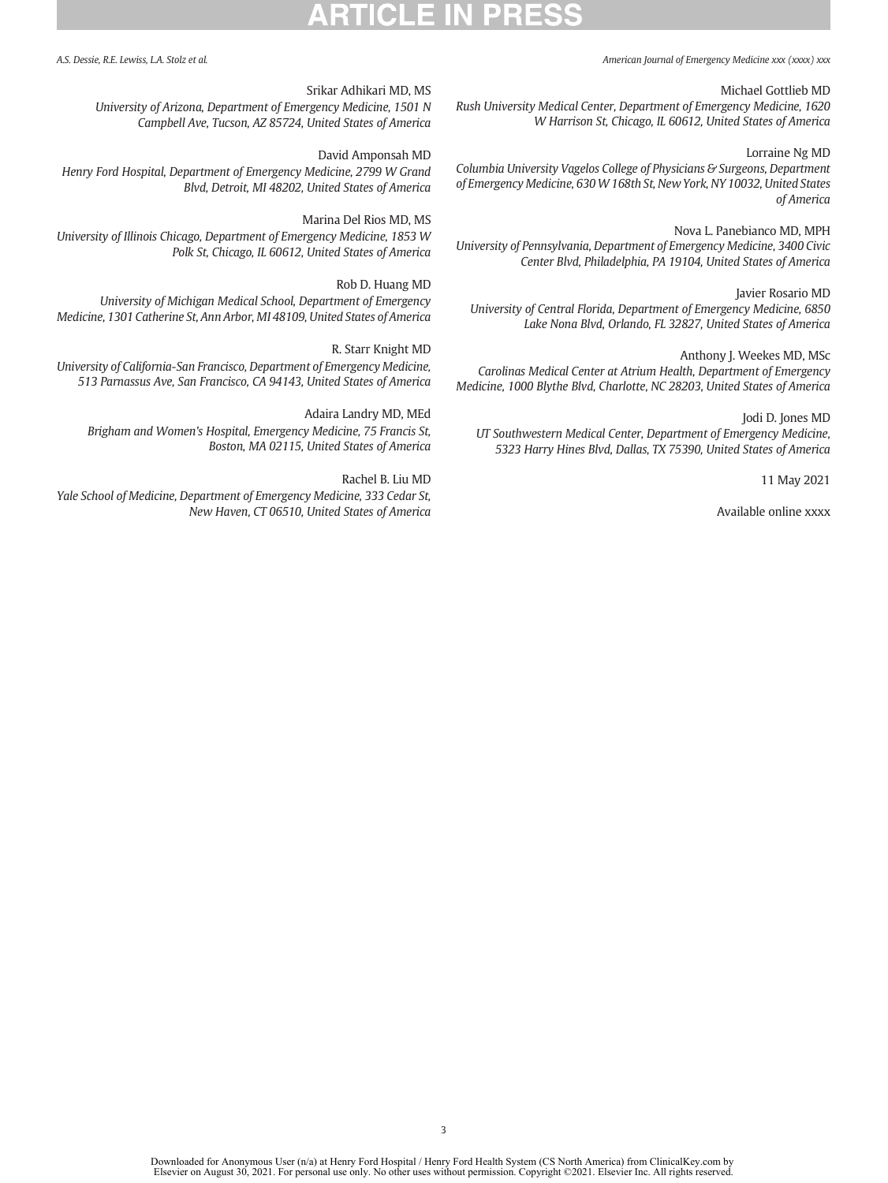Srikar Adhikari MD, MS
*University of Arizona, Department of Emergency Medicine, 1501 N Campbell Ave, Tucson, AZ 85724, United States of America*

David Amponsah MD
*Henry Ford Hospital, Department of Emergency Medicine, 2799 W Grand Blvd, Detroit, MI 48202, United States of America*

Marina Del Rios MD, MS
*University of Illinois Chicago, Department of Emergency Medicine, 1853 W Polk St, Chicago, IL 60612, United States of America*

Rob D. Huang MD
*University of Michigan Medical School, Department of Emergency Medicine, 1301 Catherine St, Ann Arbor, MI 48109, United States of America*

R. Starr Knight MD
*University of California-San Francisco, Department of Emergency Medicine, 513 Parnassus Ave, San Francisco, CA 94143, United States of America*

Adaira Landry MD, MEd
*Brigham and Women's Hospital, Emergency Medicine, 75 Francis St, Boston, MA 02115, United States of America*

Rachel B. Liu MD
*Yale School of Medicine, Department of Emergency Medicine, 333 Cedar St, New Haven, CT 06510, United States of America*

Michael Gottlieb MD
*Rush University Medical Center, Department of Emergency Medicine, 1620 W Harrison St, Chicago, IL 60612, United States of America*

Lorraine Ng MD
*Columbia University Vagelos College of Physicians & Surgeons, Department of Emergency Medicine, 630 W 168th St, New York, NY 10032, United States of America*

Nova L. Panebianco MD, MPH
*University of Pennsylvania, Department of Emergency Medicine, 3400 Civic Center Blvd, Philadelphia, PA 19104, United States of America*

Javier Rosario MD
*University of Central Florida, Department of Emergency Medicine, 6850 Lake Nona Blvd, Orlando, FL 32827, United States of America*

Anthony J. Weekes MD, MSc
*Carolinas Medical Center at Atrium Health, Department of Emergency Medicine, 1000 Blythe Blvd, Charlotte, NC 28203, United States of America*

Jodi D. Jones MD
*UT Southwestern Medical Center, Department of Emergency Medicine, 5323 Harry Hines Blvd, Dallas, TX 75390, United States of America*

11 May 2021

Available online xxxx